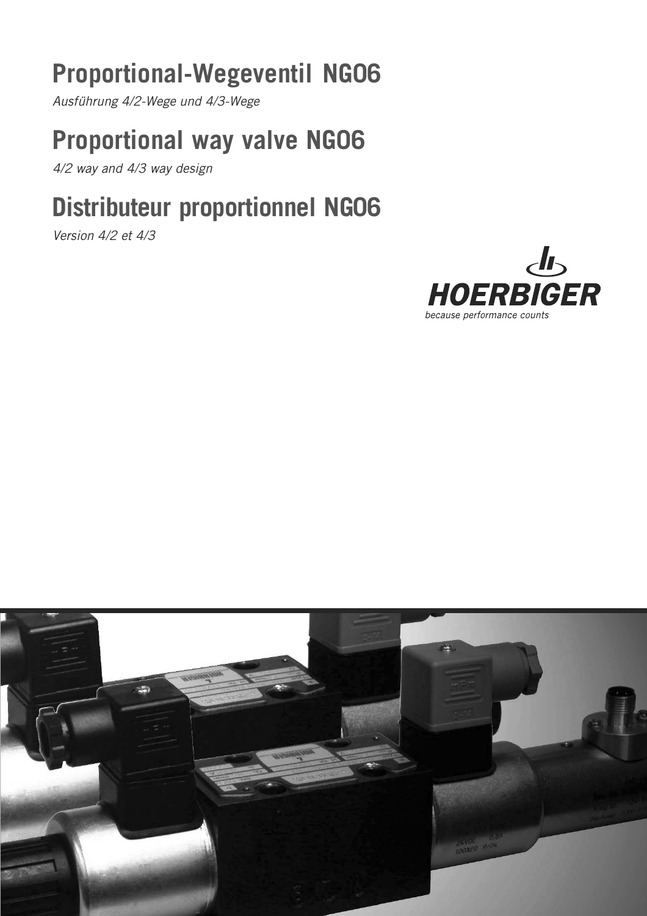# Proportional-Wegeventil NG06

*Ausführung 4/2-Wege und 4/3-Wege*

# Proportional way valve NG06

*4/2 way and 4/3 way design*

# Distributeur proportionnel NG06

*Version 4/2 et 4/3*

**HOERBIGER**

*because performance counts*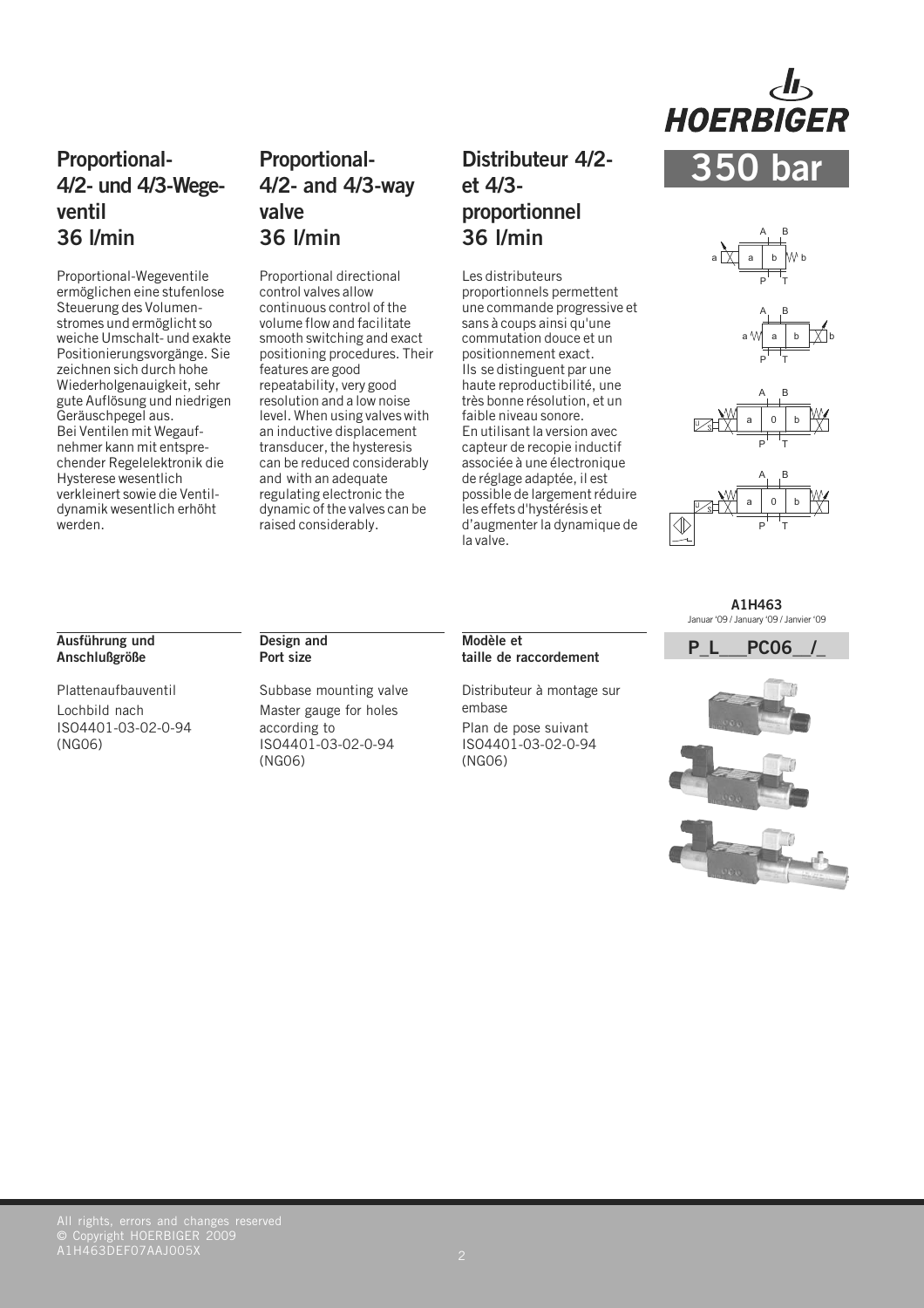HOERBIGER

# 350 bar

## Proportional-4/2- und 4/3-Wegeventil 36 l/min

Proportional-Wegeventile ermöglichen eine stufenlose Steuerung des Volumenstromes und ermöglicht so weiche Umschalt- und exakte Positionierungsvorgänge. Sie zeichnen sich durch hohe Wiederholgenauigkeit, sehr gute Auflösung und niedrigen Geräuschpegel aus. Bei Ventilen mit Wegaufnehmer kann mit entsprechender Regelelektronik die Hysterese wesentlich verkleinert sowie die Ventildynamik wesentlich erhöht werden.

## Proportional-4/2- and 4/3-way valve 36 l/min

Proportional directional control valves allow continuous control of the volume flow and facilitate smooth switching and exact positioning procedures. Their features are good repeatability, very good resolution and a low noise level. When using valves with an inductive displacement transducer, the hysteresis can be reduced considerably and with an adequate regulating electronic the dynamic of the valves can be raised considerably.

## Distributeur 4/2- et 4/3-proportionnel 36 l/min

Les distributeurs proportionnels permettent une commande progressive et sans à coups ainsi qu'une commutation douce et un positionnement exact. Ils se distinguent par une haute reproductibilité, une très bonne résolution, et un faible niveau sonore. En utilisant la version avec capteur de recopie inductif associée à une électronique de réglage adaptée, il est possible de largement réduire les effets d'hystérésis et d'augmenter la dynamique de la valve.

**A1H463**
Januar '09 / January '09 / Janvier '09

**P_L___PC06__/_**

**Ausführung und Anschlußgröße**

Plattenaufbauventil

Lochbild nach ISO4401-03-02-0-94 (NG06)

**Design and Port size**

Subbase mounting valve

Master gauge for holes according to ISO4401-03-02-0-94 (NG06)

**Modèle et taille de raccordement**

Distributeur à montage sur embase

Plan de pose suivant ISO4401-03-02-0-94 (NG06)

All rights, errors and changes reserved
© Copyright HOERBIGER 2009
A1H463DEF07AAJ005X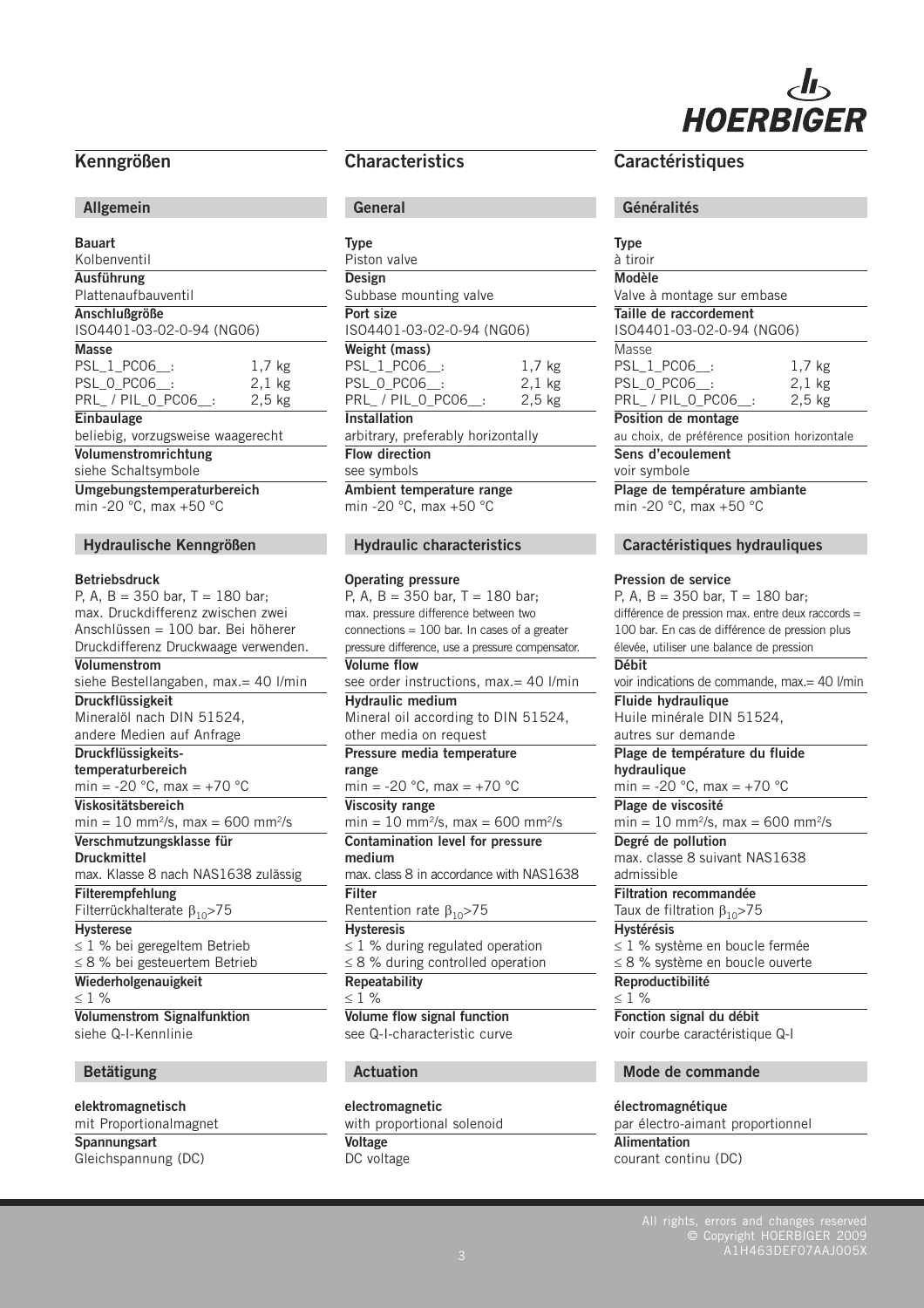## Kenngrößen

### Allgemein

**Bauart**
Kolbenventil

**Ausführung**
Plattenaufbauventil

**Anschlußgröße**
ISO4401-03-02-0-94 (NG06)

**Masse**

| | |
|---|---|
| PSL_1_PC06__: | 1,7 kg |
| PSL_0_PC06__: | 2,1 kg |
| PRL_ / PIL_0_PC06__: | 2,5 kg |

**Einbaulage**
beliebig, vorzugsweise waagerecht

**Volumenstromrichtung**
siehe Schaltsymbole

**Umgebungstemperaturbereich**
min -20 °C, max +50 °C

### Hydraulische Kenngrößen

**Betriebsdruck**
P, A, B = 350 bar, T = 180 bar; max. Druckdifferenz zwischen zwei Anschlüssen = 100 bar. Bei höherer Druckdifferenz Druckwaage verwenden.

**Volumenstrom**
siehe Bestellangaben, max.= 40 l/min

**Druckflüssigkeit**
Mineralöl nach DIN 51524, andere Medien auf Anfrage

**Druckflüssigkeits-temperaturbereich**
min = -20 °C, max = +70 °C

**Viskositätsbereich**
min = 10 mm²/s, max = 600 mm²/s

**Verschmutzungsklasse für Druckmittel**
max. Klasse 8 nach NAS1638 zulässig

**Filterempfehlung**
Filterrückhalterate $\beta_{10}$>75

**Hysterese**
≤ 1 % bei geregeltem Betrieb
≤ 8 % bei gesteuertem Betrieb

**Wiederholgenauigkeit**
≤ 1 %

**Volumenstrom Signalfunktion**
siehe Q-I-Kennlinie

### Betätigung

**elektromagnetisch**
mit Proportionalmagnet

**Spannungsart**
Gleichspannung (DC)

## Characteristics

### General

**Type**
Piston valve

**Design**
Subbase mounting valve

**Port size**
ISO4401-03-02-0-94 (NG06)

**Weight (mass)**

| | |
|---|---|
| PSL_1_PC06__: | 1,7 kg |
| PSL_0_PC06__: | 2,1 kg |
| PRL_ / PIL_0_PC06__: | 2,5 kg |

**Installation**
arbitrary, preferably horizontally

**Flow direction**
see symbols

**Ambient temperature range**
min -20 °C, max +50 °C

### Hydraulic characteristics

**Operating pressure**
P, A, B = 350 bar, T = 180 bar; max. pressure difference between two connections = 100 bar. In cases of a greater pressure difference, use a pressure compensator.

**Volume flow**
see order instructions, max.= 40 l/min

**Hydraulic medium**
Mineral oil according to DIN 51524, other media on request

**Pressure media temperature range**
min = -20 °C, max = +70 °C

**Viscosity range**
min = 10 mm²/s, max = 600 mm²/s

**Contamination level for pressure medium**
max. class 8 in accordance with NAS1638

**Filter**
Rentention rate $\beta_{10}$>75

**Hysteresis**
≤ 1 % during regulated operation
≤ 8 % during controlled operation

**Repeatability**
≤ 1 %

**Volume flow signal function**
see Q-I-characteristic curve

### Actuation

**electromagnetic**
with proportional solenoid

**Voltage**
DC voltage

## Caractéristiques

### Généralités

**Type**
à tiroir

**Modèle**
Valve à montage sur embase

**Taille de raccordement**
ISO4401-03-02-0-94 (NG06)

Masse

| | |
|---|---|
| PSL_1_PC06__: | 1,7 kg |
| PSL_0_PC06__: | 2,1 kg |
| PRL_ / PIL_0_PC06__: | 2,5 kg |

**Position de montage**
au choix, de préférence position horizontale

**Sens d'ecoulement**
voir symbole

**Plage de température ambiante**
min -20 °C, max +50 °C

### Caractéristiques hydrauliques

**Pression de service**
P, A, B = 350 bar, T = 180 bar; différence de pression max. entre deux raccords = 100 bar. En cas de différence de pression plus élevée, utiliser une balance de pression

**Débit**
voir indications de commande, max.= 40 l/min

**Fluide hydraulique**
Huile minérale DIN 51524, autres sur demande

**Plage de température du fluide hydraulique**
min = -20 °C, max = +70 °C

**Plage de viscosité**
min = 10 mm²/s, max = 600 mm²/s

**Degré de pollution**
max. classe 8 suivant NAS1638 admissible

**Filtration recommandée**
Taux de filtration $\beta_{10}$>75

**Hystérésis**
≤ 1 % système en boucle fermée
≤ 8 % système en boucle ouverte

**Reproductibilité**
≤ 1 %

**Fonction signal du débit**
voir courbe caractéristique Q-I

### Mode de commande

**électromagnétique**
par électro-aimant proportionnel

**Alimentation**
courant continu (DC)

All rights, errors and changes reserved
© Copyright HOERBIGER 2009
A1H463DEF07AAJ005X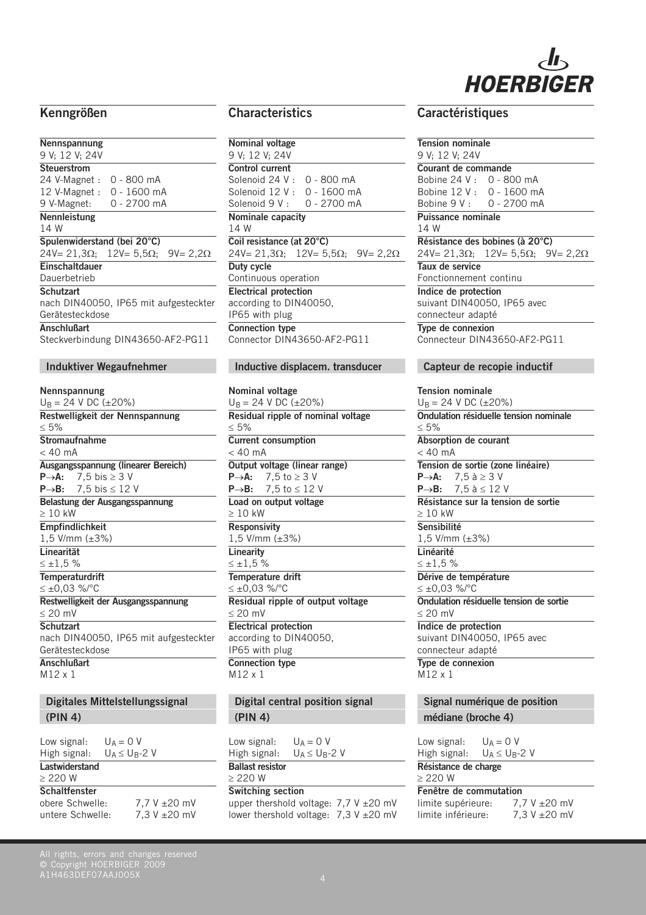## Kenngrößen

**Nennspannung**
9 V; 12 V; 24V

**Steuerstrom**
24 V-Magnet : 0 - 800 mA
12 V-Magnet : 0 - 1600 mA
9 V-Magnet: 0 - 2700 mA

**Nennleistung**
14 W

**Spulenwiderstand (bei 20°C)**
24V= 21,3Ω; 12V= 5,5Ω; 9V= 2,2Ω

**Einschaltdauer**
Dauerbetrieb

**Schutzart**
nach DIN40050, IP65 mit aufgesteckter Gerätesteckdose

**Anschlußart**
Steckverbindung DIN43650-AF2-PG11

### Induktiver Wegaufnehmer

**Nennspannung**
$U_B$ = 24 V DC (±20%)

**Restwelligkeit der Nennspannung**
≤ 5%

**Stromaufnahme**
< 40 mA

**Ausgangsspannung (linearer Bereich)**
**P→A:** 7,5 bis ≥ 3 V
**P→B:** 7,5 bis ≤ 12 V

**Belastung der Ausgangsspannung**
≥ 10 kW

**Empfindlichkeit**
1,5 V/mm (±3%)

**Linearität**
≤ ±1,5 %

**Temperaturdrift**
≤ ±0,03 %/°C

**Restwelligkeit der Ausgangsspannung**
≤ 20 mV

**Schutzart**
nach DIN40050, IP65 mit aufgesteckter Gerätesteckdose

**Anschlußart**
M12 x 1

### Digitales Mittelstellungssignal (PIN 4)

Low signal: $U_A$ = 0 V
High signal: $U_A \leq U_B$-2 V

**Lastwiderstand**
≥ 220 W

**Schaltfenster**
obere Schwelle: 7,7 V ±20 mV
untere Schwelle: 7,3 V ±20 mV

## Characteristics

**Nominal voltage**
9 V; 12 V; 24V

**Control current**
Solenoid 24 V : 0 - 800 mA
Solenoid 12 V : 0 - 1600 mA
Solenoid 9 V : 0 - 2700 mA

**Nominale capacity**
14 W

**Coil resistance (at 20°C)**
24V= 21,3Ω; 12V= 5,5Ω; 9V= 2,2Ω

**Duty cycle**
Continuous operation

**Electrical protection**
according to DIN40050, IP65 with plug

**Connection type**
Connector DIN43650-AF2-PG11

### Inductive displacem. transducer

**Nominal voltage**
$U_B$ = 24 V DC (±20%)

**Residual ripple of nominal voltage**
≤ 5%

**Current consumption**
< 40 mA

**Output voltage (linear range)**
**P→A:** 7,5 to ≥ 3 V
**P→B:** 7,5 to ≤ 12 V

**Load on output voltage**
≥ 10 kW

**Responsivity**
1,5 V/mm (±3%)

**Linearity**
≤ ±1,5 %

**Temperature drift**
≤ ±0,03 %/°C

**Residual ripple of output voltage**
≤ 20 mV

**Electrical protection**
according to DIN40050, IP65 with plug

**Connection type**
M12 x 1

### Digital central position signal (PIN 4)

Low signal: $U_A$ = 0 V
High signal: $U_A \leq U_B$-2 V

**Ballast resistor**
≥ 220 W

**Switching section**
upper thershold voltage: 7,7 V ±20 mV
lower thershold voltage: 7,3 V ±20 mV

## Caractéristiques

**Tension nominale**
9 V; 12 V; 24V

**Courant de commande**
Bobine 24 V : 0 - 800 mA
Bobine 12 V : 0 - 1600 mA
Bobine 9 V : 0 - 2700 mA

**Puissance nominale**
14 W

**Résistance des bobines (à 20°C)**
24V= 21,3Ω; 12V= 5,5Ω; 9V= 2,2Ω

**Taux de service**
Fonctionnement continu

**Indice de protection**
suivant DIN40050, IP65 avec connecteur adapté

**Type de connexion**
Connecteur DIN43650-AF2-PG11

### Capteur de recopie inductif

**Tension nominale**
$U_B$ = 24 V DC (±20%)

**Ondulation résiduelle tension nominale**
≤ 5%

**Absorption de courant**
< 40 mA

**Tension de sortie (zone linéaire)**
**P→A:** 7,5 à ≥ 3 V
**P→B:** 7,5 à ≤ 12 V

**Résistance sur la tension de sortie**
≥ 10 kW

**Sensibilité**
1,5 V/mm (±3%)

**Linéarité**
≤ ±1,5 %

**Dérive de température**
≤ ±0,03 %/°C

**Ondulation résiduelle tension de sortie**
≤ 20 mV

**Indice de protection**
suivant DIN40050, IP65 avec connecteur adapté

**Type de connexion**
M12 x 1

### Signal numérique de position médiane (broche 4)

Low signal: $U_A$ = 0 V
High signal: $U_A \leq U_B$-2 V

**Résistance de charge**
≥ 220 W

**Fenêtre de commutation**
limite supérieure: 7,7 V ±20 mV
limite inférieure: 7,3 V ±20 mV

All rights, errors and changes reserved
© Copyright HOERBIGER 2009
A1H463DEF07AAJ005X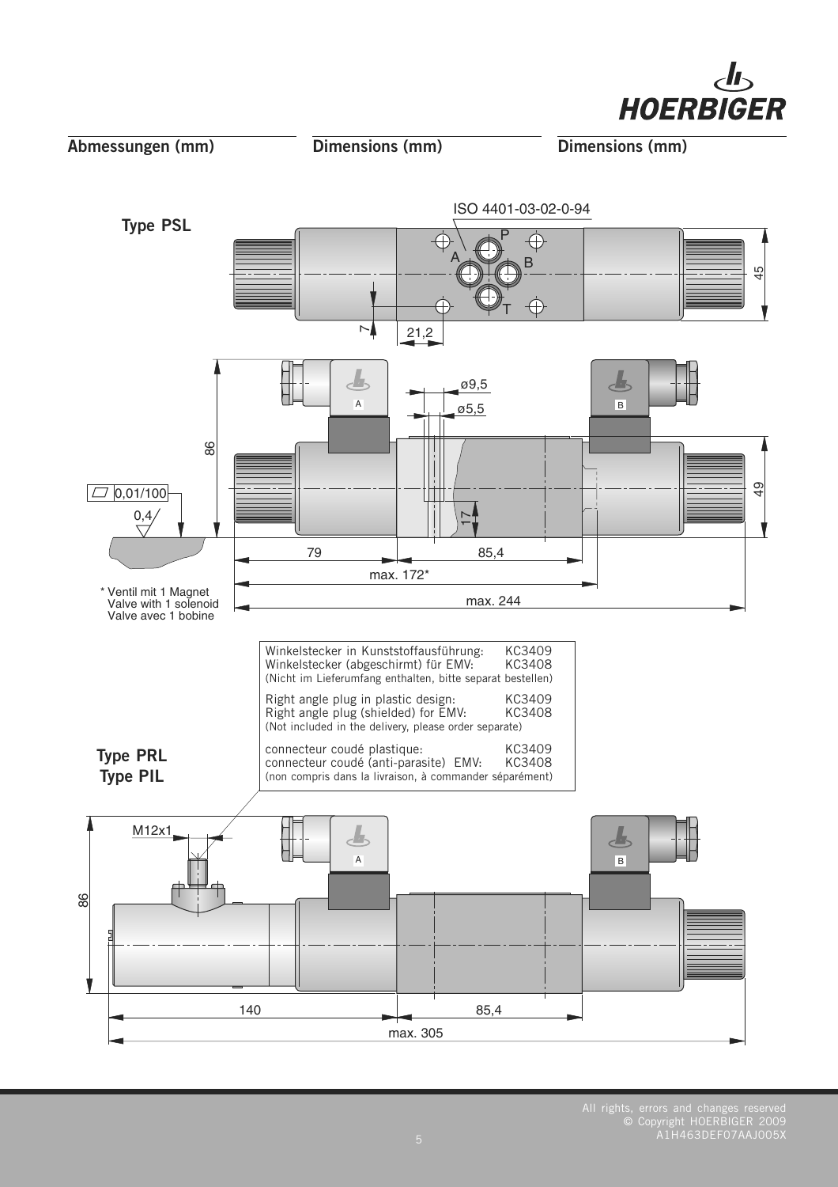## Abmessungen (mm) | Dimensions (mm) | Dimensions (mm)

**Type PSL**

ISO 4401-03-02-0-94

P A B T

7 | 21,2 | 45

ø9,5 | ø5,5

86 | 49 | 17

0,01/100 | 0,4

79 | 85,4

max. 172*

max. 244

\* Ventil mit 1 Magnet
Valve with 1 solenoid
Valve avec 1 bobine

| | |
|---|---|
| Winkelstecker in Kunststoffausführung: | KC3409 |
| Winkelstecker (abgeschirmt) für EMV: | KC3408 |
| (Nicht im Lieferumfang enthalten, bitte separat bestellen) | |
| Right angle plug in plastic design: | KC3409 |
| Right angle plug (shielded) for EMV: | KC3408 |
| (Not included in the delivery, please order separate) | |
| connecteur coudé plastique: | KC3409 |
| connecteur coudé (anti-parasite) EMV: | KC3408 |
| (non compris dans la livraison, à commander séparément) | |

**Type PRL**
**Type PIL**

M12x1

86

140 | 85,4

max. 305

All rights, errors and changes reserved
© Copyright HOERBIGER 2009
A1H463DEF07AAJ005X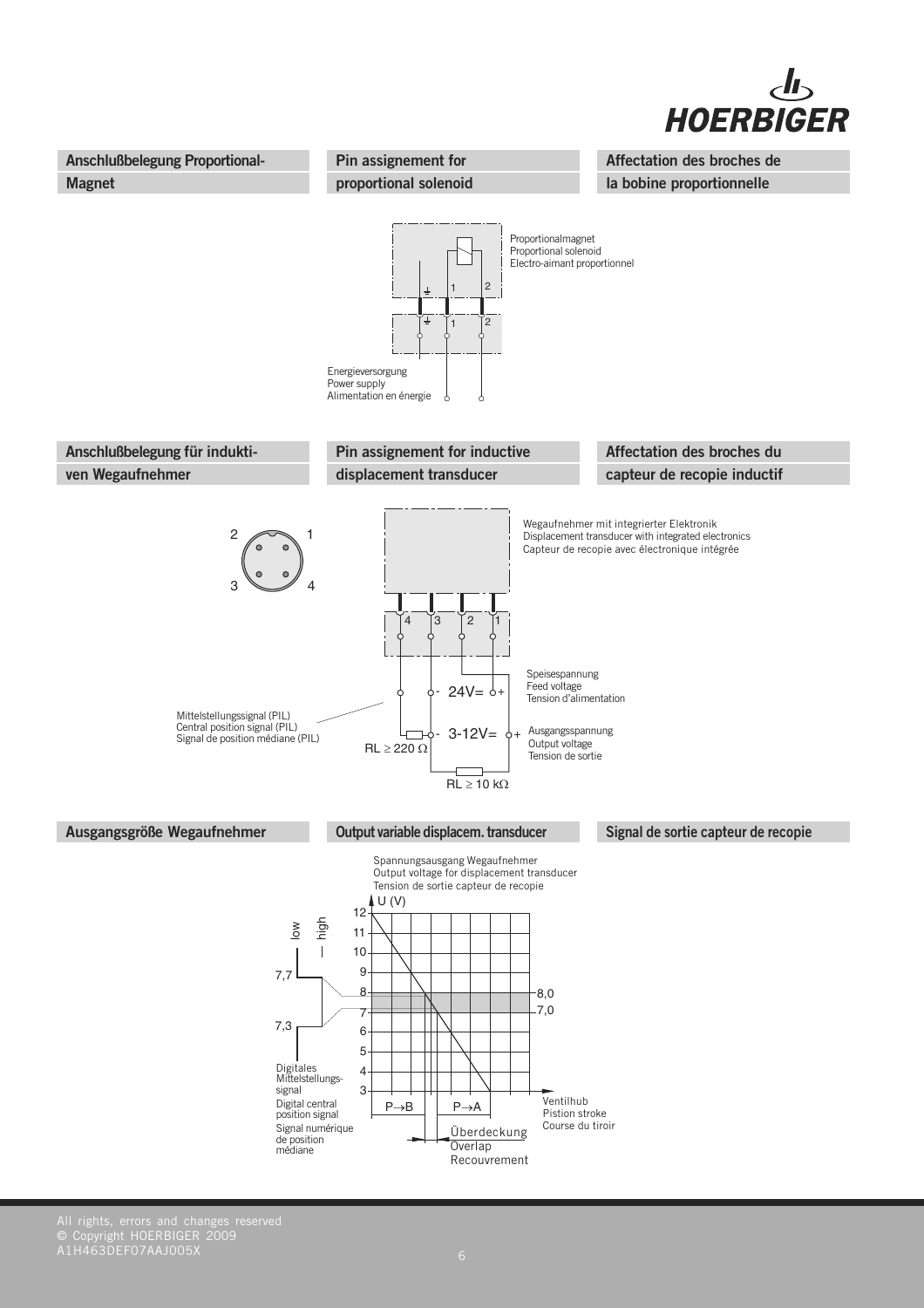## Anschlußbelegung Proportional-Magnet

## Pin assignement for proportional solenoid

## Affectation des broches de la bobine proportionnelle

Proportionalmagnet
Proportional solenoid
Electro-aimant proportionnel

Energieversorgung
Power supply
Alimentation en énergie

## Anschlußbelegung für induktiven Wegaufnehmer

## Pin assignement for inductive displacement transducer

## Affectation des broches du capteur de recopie inductif

Wegaufnehmer mit integrierter Elektronik
Displacement transducer with integrated electronics
Capteur de recopie avec électronique intégrée

Speisespannung
Feed voltage
Tension d'alimentation

24V=

Mittelstellungssignal (PIL)
Central position signal (PIL)
Signal de position médiane (PIL)

3-12V=

Ausgangsspannung
Output voltage
Tension de sortie

RL ≥ 220 Ω

RL ≥ 10 kΩ

## Ausgangsgröße Wegaufnehmer

## Output variable displacem. transducer

## Signal de sortie capteur de recopie

Spannungsausgang Wegaufnehmer
Output voltage for displacement transducer
Tension de sortie capteur de recopie

U (V)

low — high

7,7

7,3

8,0

7,0

Digitales Mittelstellungssignal
Digital central position signal
Signal numérique de position médiane

P→B

P→A

Ventilhub
Pistion stroke
Course du tiroir

Überdeckung
Overlap
Recouvrement

All rights, errors and changes reserved
© Copyright HOERBIGER 2009
A1H463DEF07AAJ005X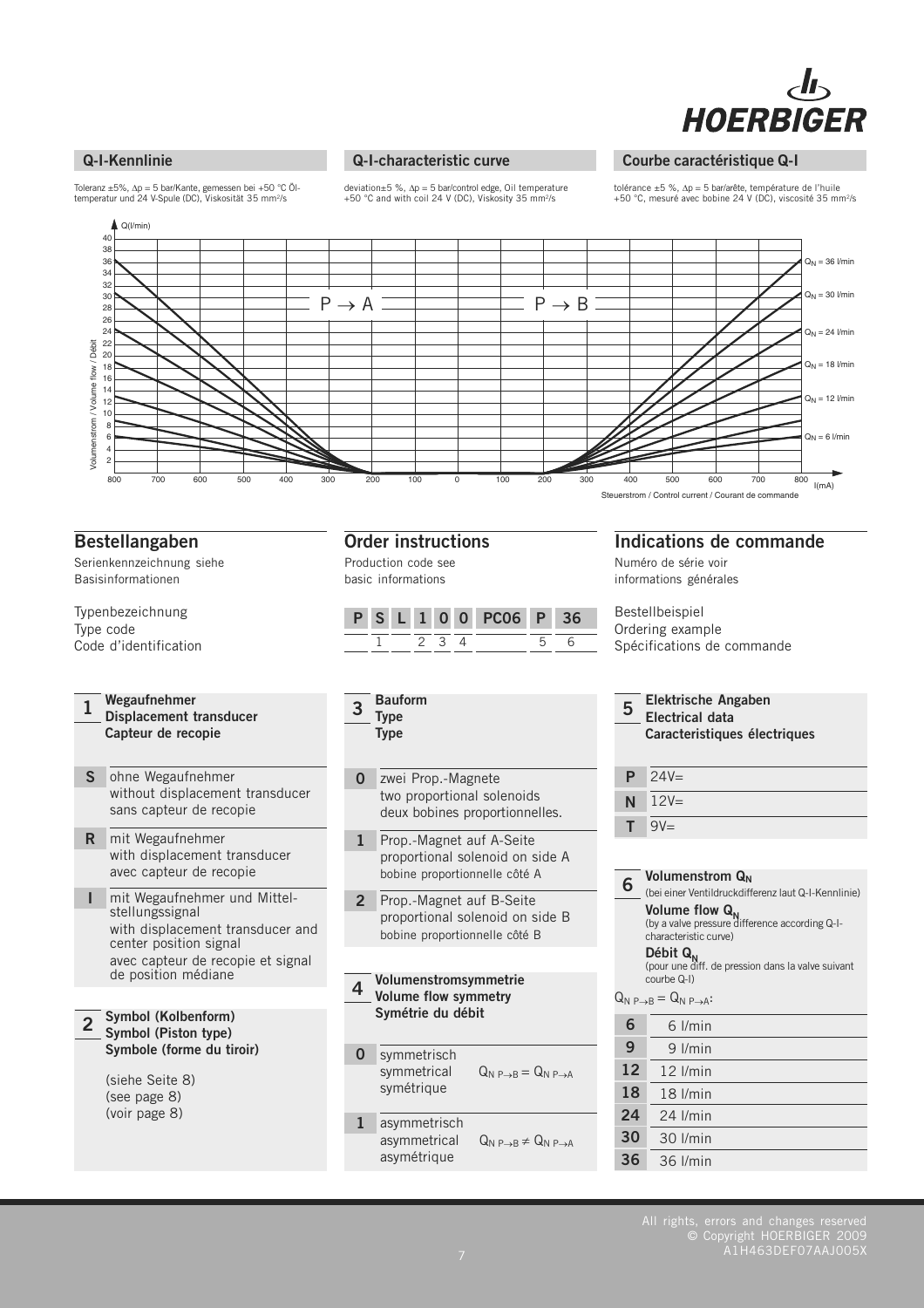## Q-I-Kennlinie

Toleranz ±5%, Δp = 5 bar/Kante, gemessen bei +50 °C Öltemperatur und 24 V-Spule (DC), Viskosität 35 mm²/s

## Q-I-characteristic curve

deviation±5 %, Δp = 5 bar/control edge, Oil temperature +50 °C and with coil 24 V (DC), Viskosity 35 mm²/s

## Courbe caractéristique Q-I

tolérance ±5 %, Δp = 5 bar/arête, température de l'huile +50 °C, mesuré avec bobine 24 V (DC), viscosité 35 mm²/s

Q(l/min)

Volumenstrom / Volume flow / Débit

P → A    P → B

$Q_N$ = 36 l/min
$Q_N$ = 30 l/min
$Q_N$ = 24 l/min
$Q_N$ = 18 l/min
$Q_N$ = 12 l/min
$Q_N$ = 6 l/min

I(mA)

Steuerstrom / Control current / Courant de commande

## Bestellangaben

Serienkennzeichnung siehe Basisinformationen

Typenbezeichnung
Type code
Code d'identification

## Order instructions

Production code see basic informations

| P | S | L | 1 | 0 | 0 | PC06 | P | 36 |
|---|---|---|---|---|---|---|---|---|
| | 1 | | 2 | 3 | 4 | | 5 | 6 |

## Indications de commande

Numéro de série voir informations générales

Bestellbeispiel
Ordering example
Spécifications de commande

### 1 Wegaufnehmer / Displacement transducer / Capteur de recopie

| | |
|---|---|
| **S** | ohne Wegaufnehmer<br>without displacement transducer<br>sans capteur de recopie |
| **R** | mit Wegaufnehmer<br>with displacement transducer<br>avec capteur de recopie |
| **I** | mit Wegaufnehmer und Mittelstellungssignal<br>with displacement transducer and center position signal<br>avec capteur de recopie et signal de position médiane |

### 2 Symbol (Kolbenform) / Symbol (Piston type) / Symbole (forme du tiroir)

(siehe Seite 8)
(see page 8)
(voir page 8)

### 3 Bauform / Type / Type

| | |
|---|---|
| **0** | zwei Prop.-Magnete<br>two proportional solenoids<br>deux bobines proportionnelles. |
| **1** | Prop.-Magnet auf A-Seite<br>proportional solenoid on side A<br>bobine proportionnelle côté A |
| **2** | Prop.-Magnet auf B-Seite<br>proportional solenoid on side B<br>bobine proportionnelle côté B |

### 4 Volumenstromsymmetrie / Volume flow symmetry / Symétrie du débit

| | | |
|---|---|---|
| **0** | symmetrisch<br>symmetrical<br>symétrique | $Q_{N\ P\to B} = Q_{N\ P\to A}$ |
| **1** | asymmetrisch<br>asymmetrical<br>asymétrique | $Q_{N\ P\to B} \neq Q_{N\ P\to A}$ |

### 5 Elektrische Angaben / Electrical data / Caracteristiques électriques

| | |
|---|---|
| **P** | 24V= |
| **N** | 12V= |
| **T** | 9V= |

### 6 Volumenstrom $Q_N$

(bei einer Ventildruckdifferenz laut Q-I-Kennlinie)

**Volume flow $Q_N$**
(by a valve pressure difference according Q-I-characteristic curve)

**Débit $Q_N$**
(pour une diff. de pression dans la valve suivant courbe Q-I)

$Q_{N\ P\to B} = Q_{N\ P\to A}$:

| | |
|---|---|
| **6** | 6 l/min |
| **9** | 9 l/min |
| **12** | 12 l/min |
| **18** | 18 l/min |
| **24** | 24 l/min |
| **30** | 30 l/min |
| **36** | 36 l/min |

All rights, errors and changes reserved
© Copyright HOERBIGER 2009
A1H463DEF07AAJ005X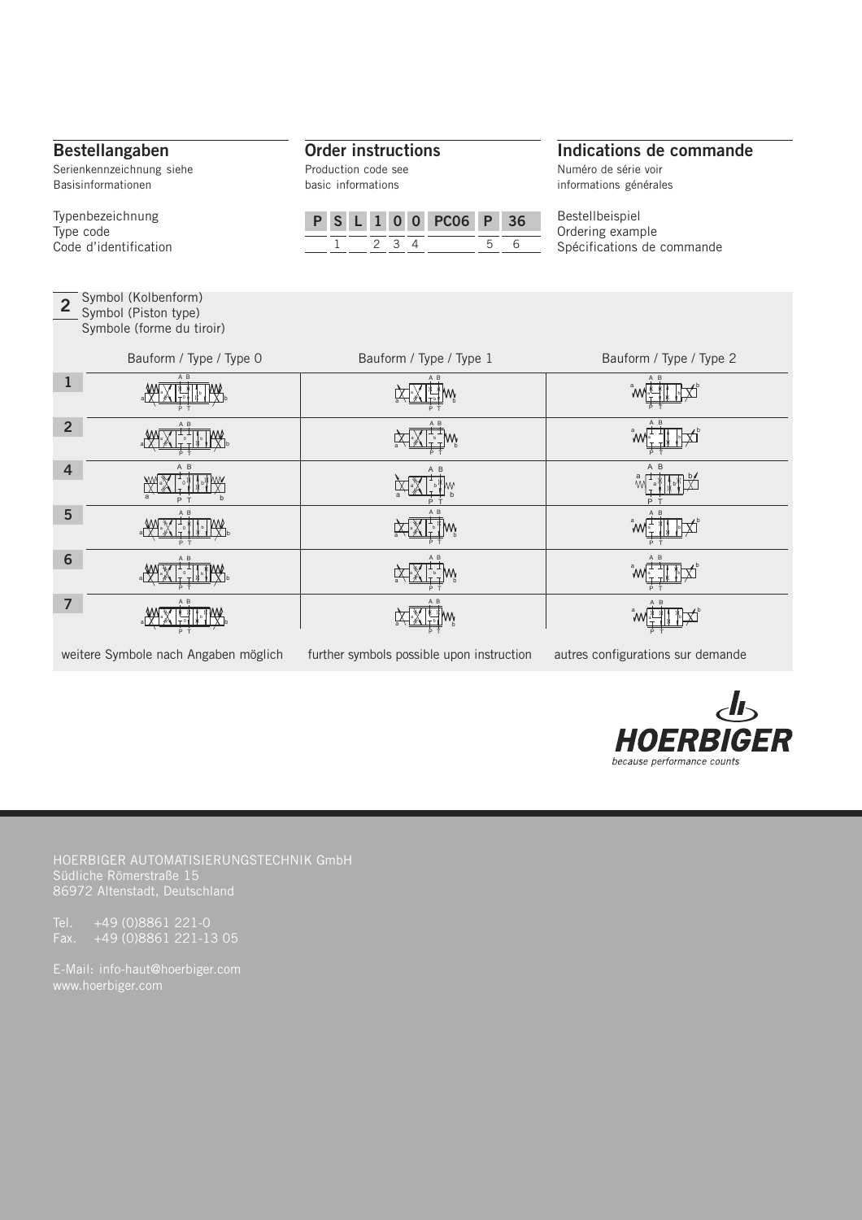## Bestellangaben

Serienkennzeichnung siehe Basisinformationen

Typenbezeichnung
Type code
Code d'identification

## Order instructions

Production code see basic informations

| P | S | L | 1 | 0 | 0 | PC06 | P | 36 |
|---|---|---|---|---|---|---|---|---|
| | 1 | | 2 | 3 | 4 | | 5 | 6 |

## Indications de commande

Numéro de série voir informations générales

Bestellbeispiel
Ordering example
Spécifications de commande

### 2 Symbol (Kolbenform) / Symbol (Piston type) / Symbole (forme du tiroir)

| | Bauform / Type / Type 0 | Bauform / Type / Type 1 | Bauform / Type / Type 2 |
|---|---|---|---|
| 1 | | | |
| 2 | | | |
| 4 | | | |
| 5 | | | |
| 6 | | | |
| 7 | | | |

weitere Symbole nach Angaben möglich

further symbols possible upon instruction

autres configurations sur demande

HOERBIGER
because performance counts

HOERBIGER AUTOMATISIERUNGSTECHNIK GmbH
Südliche Römerstraße 15
86972 Altenstadt, Deutschland

Tel. +49 (0)8861 221-0
Fax. +49 (0)8861 221-13 05

E-Mail: info-haut@hoerbiger.com
www.hoerbiger.com